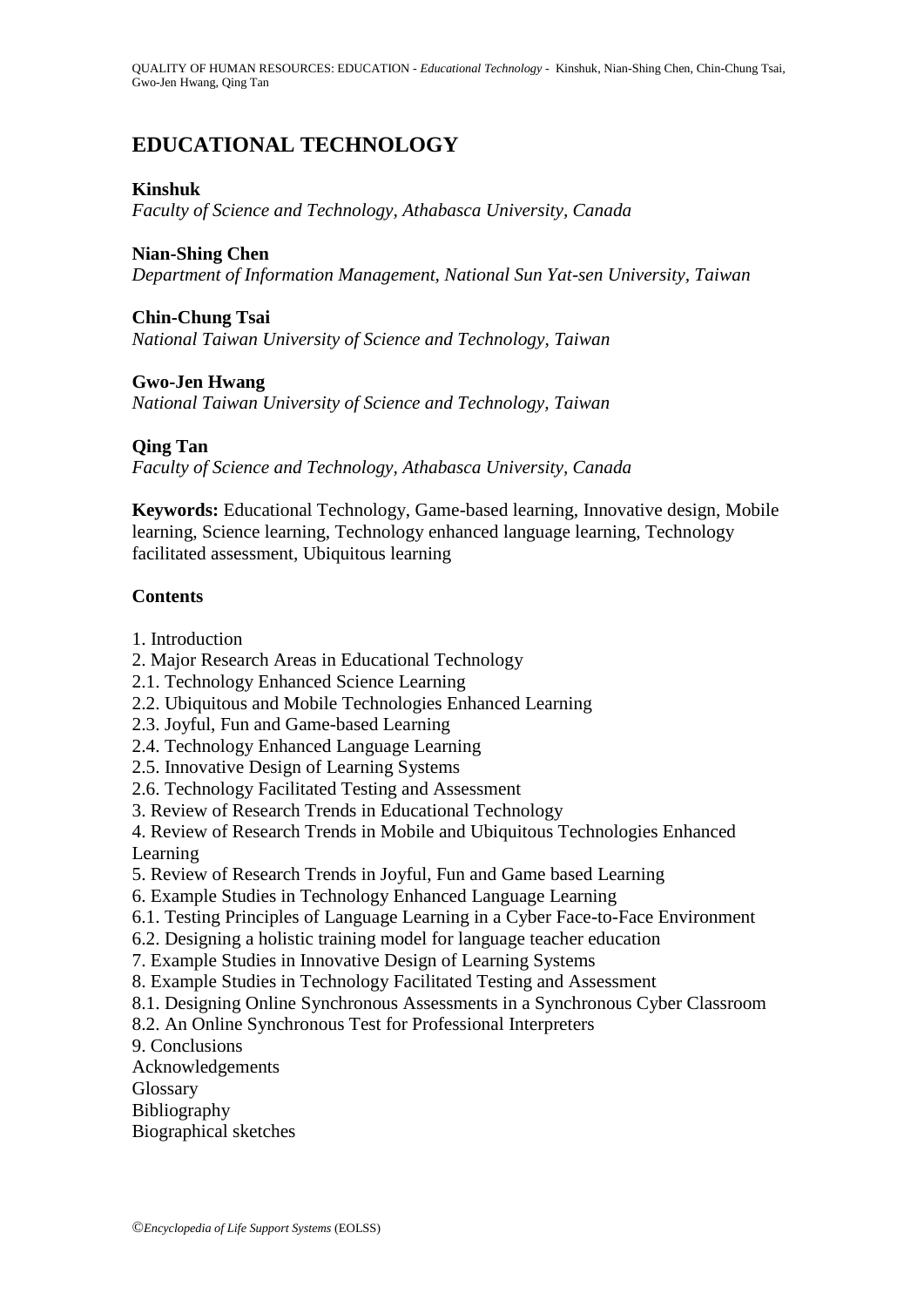# EDUCATIONAL TECHNOLOGY

**Kinshuk**
*Faculty of Science and Technology, Athabasca University, Canada*

**Nian-Shing Chen**
*Department of Information Management, National Sun Yat-sen University, Taiwan*

**Chin-Chung Tsai**
*National Taiwan University of Science and Technology, Taiwan*

**Gwo-Jen Hwang**
*National Taiwan University of Science and Technology, Taiwan*

**Qing Tan**
*Faculty of Science and Technology, Athabasca University, Canada*

**Keywords:** Educational Technology, Game-based learning, Innovative design, Mobile learning, Science learning, Technology enhanced language learning, Technology facilitated assessment, Ubiquitous learning

## Contents

1. Introduction
2. Major Research Areas in Educational Technology
2.1. Technology Enhanced Science Learning
2.2. Ubiquitous and Mobile Technologies Enhanced Learning
2.3. Joyful, Fun and Game-based Learning
2.4. Technology Enhanced Language Learning
2.5. Innovative Design of Learning Systems
2.6. Technology Facilitated Testing and Assessment
3. Review of Research Trends in Educational Technology
4. Review of Research Trends in Mobile and Ubiquitous Technologies Enhanced Learning
5. Review of Research Trends in Joyful, Fun and Game based Learning
6. Example Studies in Technology Enhanced Language Learning
6.1. Testing Principles of Language Learning in a Cyber Face-to-Face Environment
6.2. Designing a holistic training model for language teacher education
7. Example Studies in Innovative Design of Learning Systems
8. Example Studies in Technology Facilitated Testing and Assessment
8.1. Designing Online Synchronous Assessments in a Synchronous Cyber Classroom
8.2. An Online Synchronous Test for Professional Interpreters
9. Conclusions
Acknowledgements
Glossary
Bibliography
Biographical sketches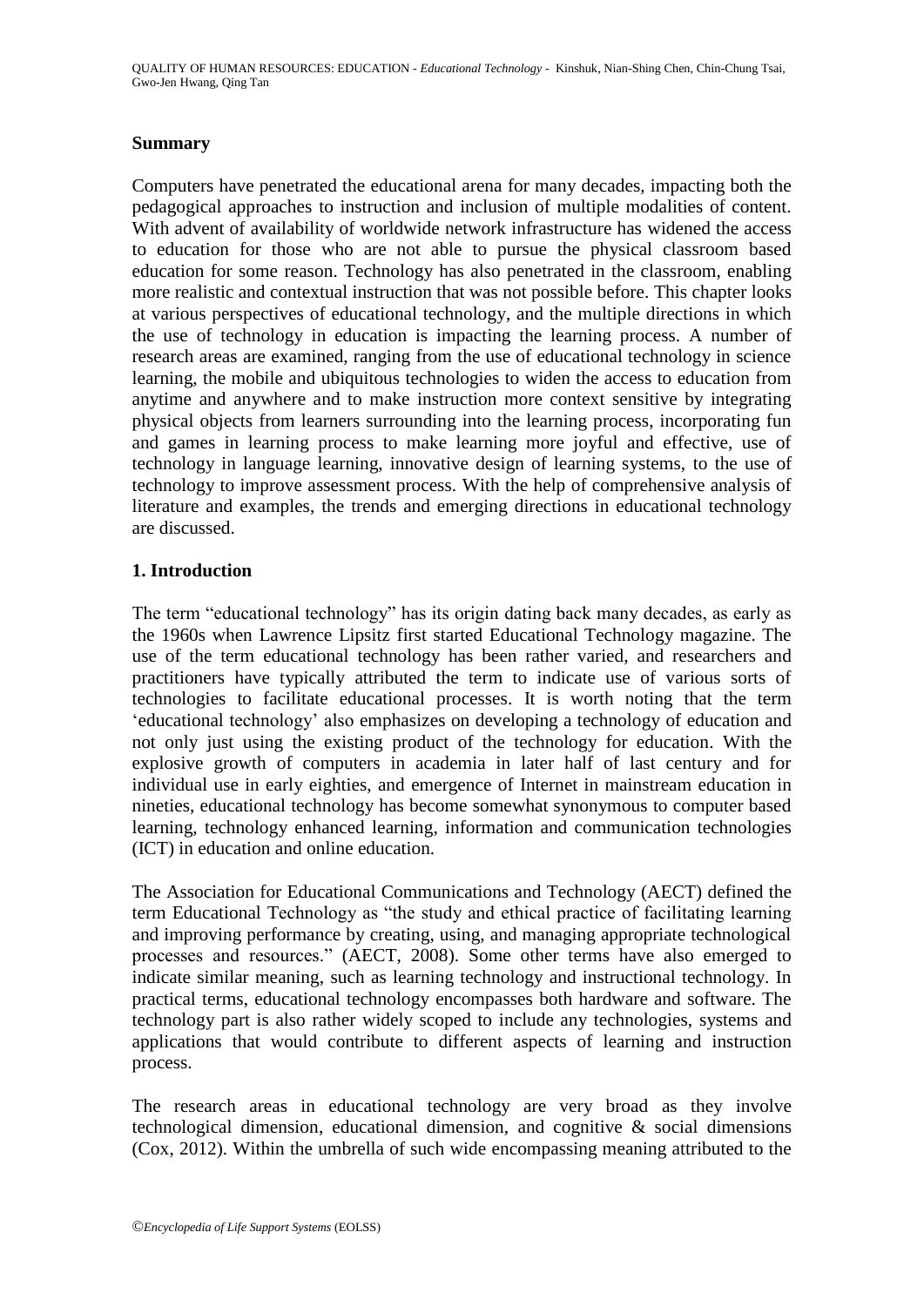**Summary**

Computers have penetrated the educational arena for many decades, impacting both the pedagogical approaches to instruction and inclusion of multiple modalities of content. With advent of availability of worldwide network infrastructure has widened the access to education for those who are not able to pursue the physical classroom based education for some reason. Technology has also penetrated in the classroom, enabling more realistic and contextual instruction that was not possible before. This chapter looks at various perspectives of educational technology, and the multiple directions in which the use of technology in education is impacting the learning process. A number of research areas are examined, ranging from the use of educational technology in science learning, the mobile and ubiquitous technologies to widen the access to education from anytime and anywhere and to make instruction more context sensitive by integrating physical objects from learners surrounding into the learning process, incorporating fun and games in learning process to make learning more joyful and effective, use of technology in language learning, innovative design of learning systems, to the use of technology to improve assessment process. With the help of comprehensive analysis of literature and examples, the trends and emerging directions in educational technology are discussed.

**1. Introduction**

The term "educational technology" has its origin dating back many decades, as early as the 1960s when Lawrence Lipsitz first started Educational Technology magazine. The use of the term educational technology has been rather varied, and researchers and practitioners have typically attributed the term to indicate use of various sorts of technologies to facilitate educational processes. It is worth noting that the term 'educational technology' also emphasizes on developing a technology of education and not only just using the existing product of the technology for education. With the explosive growth of computers in academia in later half of last century and for individual use in early eighties, and emergence of Internet in mainstream education in nineties, educational technology has become somewhat synonymous to computer based learning, technology enhanced learning, information and communication technologies (ICT) in education and online education.

The Association for Educational Communications and Technology (AECT) defined the term Educational Technology as "the study and ethical practice of facilitating learning and improving performance by creating, using, and managing appropriate technological processes and resources." (AECT, 2008). Some other terms have also emerged to indicate similar meaning, such as learning technology and instructional technology. In practical terms, educational technology encompasses both hardware and software. The technology part is also rather widely scoped to include any technologies, systems and applications that would contribute to different aspects of learning and instruction process.

The research areas in educational technology are very broad as they involve technological dimension, educational dimension, and cognitive & social dimensions (Cox, 2012). Within the umbrella of such wide encompassing meaning attributed to the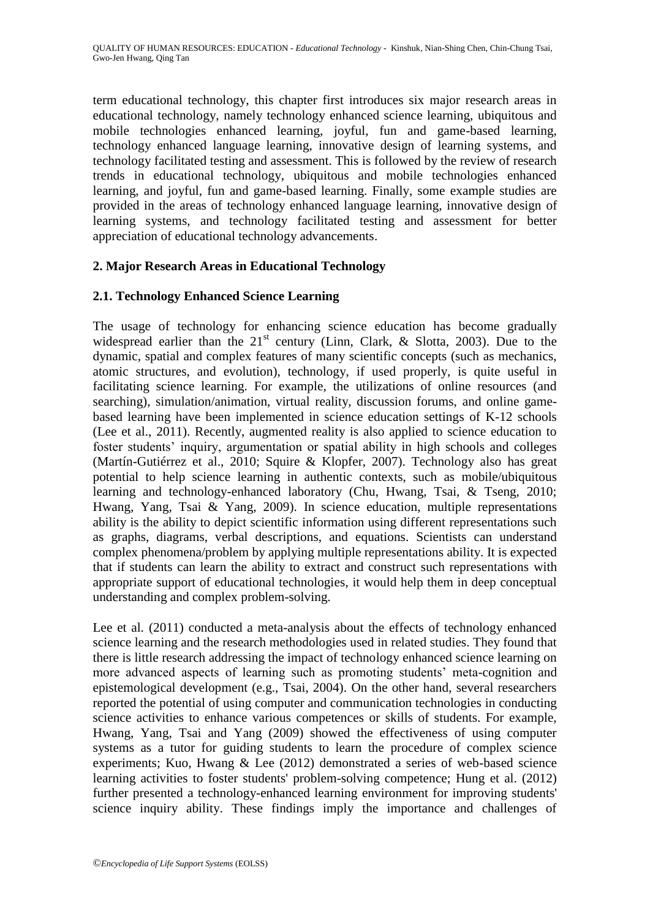term educational technology, this chapter first introduces six major research areas in educational technology, namely technology enhanced science learning, ubiquitous and mobile technologies enhanced learning, joyful, fun and game-based learning, technology enhanced language learning, innovative design of learning systems, and technology facilitated testing and assessment. This is followed by the review of research trends in educational technology, ubiquitous and mobile technologies enhanced learning, and joyful, fun and game-based learning. Finally, some example studies are provided in the areas of technology enhanced language learning, innovative design of learning systems, and technology facilitated testing and assessment for better appreciation of educational technology advancements.

## 2. Major Research Areas in Educational Technology

### 2.1. Technology Enhanced Science Learning

The usage of technology for enhancing science education has become gradually widespread earlier than the 21st century (Linn, Clark, & Slotta, 2003). Due to the dynamic, spatial and complex features of many scientific concepts (such as mechanics, atomic structures, and evolution), technology, if used properly, is quite useful in facilitating science learning. For example, the utilizations of online resources (and searching), simulation/animation, virtual reality, discussion forums, and online game-based learning have been implemented in science education settings of K-12 schools (Lee et al., 2011). Recently, augmented reality is also applied to science education to foster students' inquiry, argumentation or spatial ability in high schools and colleges (Martín-Gutiérrez et al., 2010; Squire & Klopfer, 2007). Technology also has great potential to help science learning in authentic contexts, such as mobile/ubiquitous learning and technology-enhanced laboratory (Chu, Hwang, Tsai, & Tseng, 2010; Hwang, Yang, Tsai & Yang, 2009). In science education, multiple representations ability is the ability to depict scientific information using different representations such as graphs, diagrams, verbal descriptions, and equations. Scientists can understand complex phenomena/problem by applying multiple representations ability. It is expected that if students can learn the ability to extract and construct such representations with appropriate support of educational technologies, it would help them in deep conceptual understanding and complex problem-solving.

Lee et al. (2011) conducted a meta-analysis about the effects of technology enhanced science learning and the research methodologies used in related studies. They found that there is little research addressing the impact of technology enhanced science learning on more advanced aspects of learning such as promoting students' meta-cognition and epistemological development (e.g., Tsai, 2004). On the other hand, several researchers reported the potential of using computer and communication technologies in conducting science activities to enhance various competences or skills of students. For example, Hwang, Yang, Tsai and Yang (2009) showed the effectiveness of using computer systems as a tutor for guiding students to learn the procedure of complex science experiments; Kuo, Hwang & Lee (2012) demonstrated a series of web-based science learning activities to foster students' problem-solving competence; Hung et al. (2012) further presented a technology-enhanced learning environment for improving students' science inquiry ability. These findings imply the importance and challenges of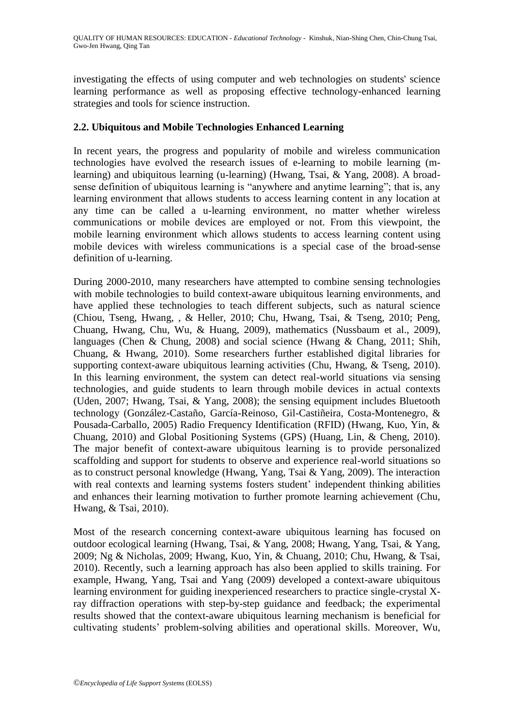investigating the effects of using computer and web technologies on students' science learning performance as well as proposing effective technology-enhanced learning strategies and tools for science instruction.

### 2.2. Ubiquitous and Mobile Technologies Enhanced Learning

In recent years, the progress and popularity of mobile and wireless communication technologies have evolved the research issues of e-learning to mobile learning (m-learning) and ubiquitous learning (u-learning) (Hwang, Tsai, & Yang, 2008). A broad-sense definition of ubiquitous learning is "anywhere and anytime learning"; that is, any learning environment that allows students to access learning content in any location at any time can be called a u-learning environment, no matter whether wireless communications or mobile devices are employed or not. From this viewpoint, the mobile learning environment which allows students to access learning content using mobile devices with wireless communications is a special case of the broad-sense definition of u-learning.

During 2000-2010, many researchers have attempted to combine sensing technologies with mobile technologies to build context-aware ubiquitous learning environments, and have applied these technologies to teach different subjects, such as natural science (Chiou, Tseng, Hwang, , & Heller, 2010; Chu, Hwang, Tsai, & Tseng, 2010; Peng, Chuang, Hwang, Chu, Wu, & Huang, 2009), mathematics (Nussbaum et al., 2009), languages (Chen & Chung, 2008) and social science (Hwang & Chang, 2011; Shih, Chuang, & Hwang, 2010). Some researchers further established digital libraries for supporting context-aware ubiquitous learning activities (Chu, Hwang, & Tseng, 2010). In this learning environment, the system can detect real-world situations via sensing technologies, and guide students to learn through mobile devices in actual contexts (Uden, 2007; Hwang, Tsai, & Yang, 2008); the sensing equipment includes Bluetooth technology (González-Castaño, García-Reinoso, Gil-Castiñeira, Costa-Montenegro, & Pousada-Carballo, 2005) Radio Frequency Identification (RFID) (Hwang, Kuo, Yin, & Chuang, 2010) and Global Positioning Systems (GPS) (Huang, Lin, & Cheng, 2010). The major benefit of context-aware ubiquitous learning is to provide personalized scaffolding and support for students to observe and experience real-world situations so as to construct personal knowledge (Hwang, Yang, Tsai & Yang, 2009). The interaction with real contexts and learning systems fosters student' independent thinking abilities and enhances their learning motivation to further promote learning achievement (Chu, Hwang, & Tsai, 2010).

Most of the research concerning context-aware ubiquitous learning has focused on outdoor ecological learning (Hwang, Tsai, & Yang, 2008; Hwang, Yang, Tsai, & Yang, 2009; Ng & Nicholas, 2009; Hwang, Kuo, Yin, & Chuang, 2010; Chu, Hwang, & Tsai, 2010). Recently, such a learning approach has also been applied to skills training. For example, Hwang, Yang, Tsai and Yang (2009) developed a context-aware ubiquitous learning environment for guiding inexperienced researchers to practice single-crystal X-ray diffraction operations with step-by-step guidance and feedback; the experimental results showed that the context-aware ubiquitous learning mechanism is beneficial for cultivating students' problem-solving abilities and operational skills. Moreover, Wu,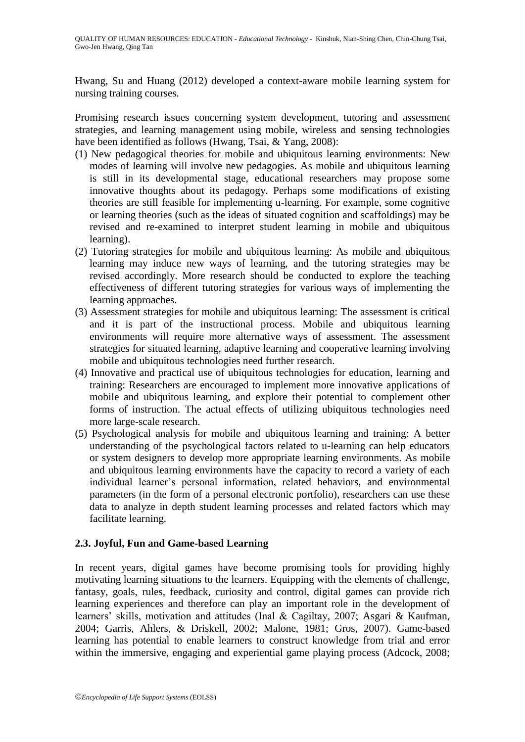Hwang, Su and Huang (2012) developed a context-aware mobile learning system for nursing training courses.

Promising research issues concerning system development, tutoring and assessment strategies, and learning management using mobile, wireless and sensing technologies have been identified as follows (Hwang, Tsai, & Yang, 2008):

(1) New pedagogical theories for mobile and ubiquitous learning environments: New modes of learning will involve new pedagogies. As mobile and ubiquitous learning is still in its developmental stage, educational researchers may propose some innovative thoughts about its pedagogy. Perhaps some modifications of existing theories are still feasible for implementing u-learning. For example, some cognitive or learning theories (such as the ideas of situated cognition and scaffoldings) may be revised and re-examined to interpret student learning in mobile and ubiquitous learning).

(2) Tutoring strategies for mobile and ubiquitous learning: As mobile and ubiquitous learning may induce new ways of learning, and the tutoring strategies may be revised accordingly. More research should be conducted to explore the teaching effectiveness of different tutoring strategies for various ways of implementing the learning approaches.

(3) Assessment strategies for mobile and ubiquitous learning: The assessment is critical and it is part of the instructional process. Mobile and ubiquitous learning environments will require more alternative ways of assessment. The assessment strategies for situated learning, adaptive learning and cooperative learning involving mobile and ubiquitous technologies need further research.

(4) Innovative and practical use of ubiquitous technologies for education, learning and training: Researchers are encouraged to implement more innovative applications of mobile and ubiquitous learning, and explore their potential to complement other forms of instruction. The actual effects of utilizing ubiquitous technologies need more large-scale research.

(5) Psychological analysis for mobile and ubiquitous learning and training: A better understanding of the psychological factors related to u-learning can help educators or system designers to develop more appropriate learning environments. As mobile and ubiquitous learning environments have the capacity to record a variety of each individual learner's personal information, related behaviors, and environmental parameters (in the form of a personal electronic portfolio), researchers can use these data to analyze in depth student learning processes and related factors which may facilitate learning.

## 2.3. Joyful, Fun and Game-based Learning

In recent years, digital games have become promising tools for providing highly motivating learning situations to the learners. Equipping with the elements of challenge, fantasy, goals, rules, feedback, curiosity and control, digital games can provide rich learning experiences and therefore can play an important role in the development of learners' skills, motivation and attitudes (Inal & Cagiltay, 2007; Asgari & Kaufman, 2004; Garris, Ahlers, & Driskell, 2002; Malone, 1981; Gros, 2007). Game-based learning has potential to enable learners to construct knowledge from trial and error within the immersive, engaging and experiential game playing process (Adcock, 2008;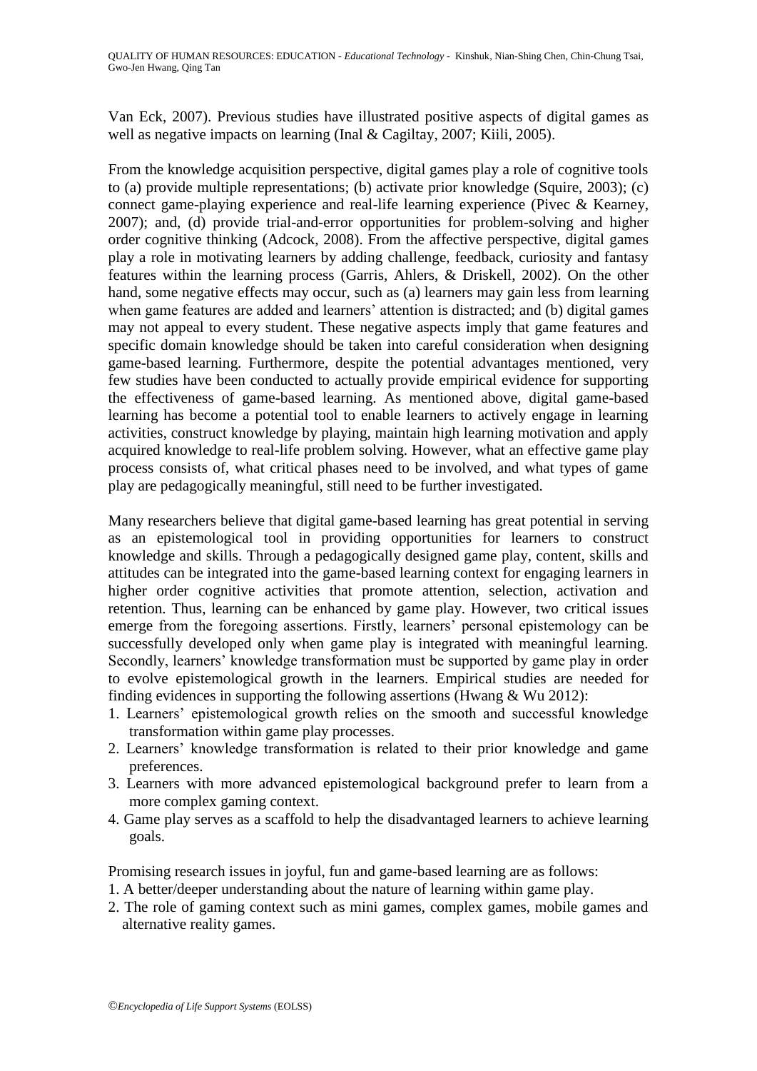Van Eck, 2007). Previous studies have illustrated positive aspects of digital games as well as negative impacts on learning (Inal & Cagiltay, 2007; Kiili, 2005).

From the knowledge acquisition perspective, digital games play a role of cognitive tools to (a) provide multiple representations; (b) activate prior knowledge (Squire, 2003); (c) connect game-playing experience and real-life learning experience (Pivec & Kearney, 2007); and, (d) provide trial-and-error opportunities for problem-solving and higher order cognitive thinking (Adcock, 2008). From the affective perspective, digital games play a role in motivating learners by adding challenge, feedback, curiosity and fantasy features within the learning process (Garris, Ahlers, & Driskell, 2002). On the other hand, some negative effects may occur, such as (a) learners may gain less from learning when game features are added and learners' attention is distracted; and (b) digital games may not appeal to every student. These negative aspects imply that game features and specific domain knowledge should be taken into careful consideration when designing game-based learning. Furthermore, despite the potential advantages mentioned, very few studies have been conducted to actually provide empirical evidence for supporting the effectiveness of game-based learning. As mentioned above, digital game-based learning has become a potential tool to enable learners to actively engage in learning activities, construct knowledge by playing, maintain high learning motivation and apply acquired knowledge to real-life problem solving. However, what an effective game play process consists of, what critical phases need to be involved, and what types of game play are pedagogically meaningful, still need to be further investigated.

Many researchers believe that digital game-based learning has great potential in serving as an epistemological tool in providing opportunities for learners to construct knowledge and skills. Through a pedagogically designed game play, content, skills and attitudes can be integrated into the game-based learning context for engaging learners in higher order cognitive activities that promote attention, selection, activation and retention. Thus, learning can be enhanced by game play. However, two critical issues emerge from the foregoing assertions. Firstly, learners' personal epistemology can be successfully developed only when game play is integrated with meaningful learning. Secondly, learners' knowledge transformation must be supported by game play in order to evolve epistemological growth in the learners. Empirical studies are needed for finding evidences in supporting the following assertions (Hwang & Wu 2012):

1. Learners' epistemological growth relies on the smooth and successful knowledge transformation within game play processes.
2. Learners' knowledge transformation is related to their prior knowledge and game preferences.
3. Learners with more advanced epistemological background prefer to learn from a more complex gaming context.
4. Game play serves as a scaffold to help the disadvantaged learners to achieve learning goals.

Promising research issues in joyful, fun and game-based learning are as follows:

1. A better/deeper understanding about the nature of learning within game play.
2. The role of gaming context such as mini games, complex games, mobile games and alternative reality games.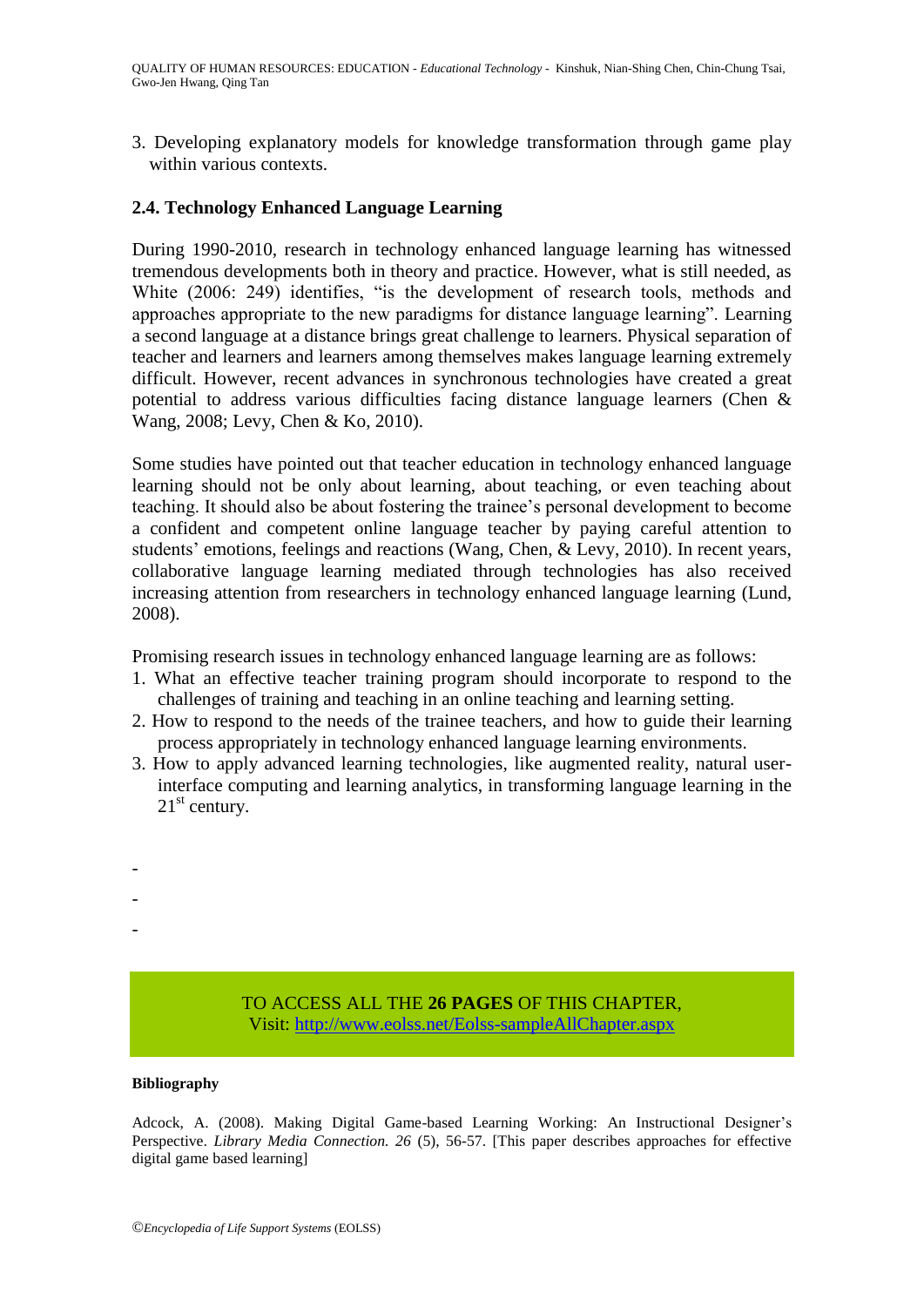3. Developing explanatory models for knowledge transformation through game play within various contexts.

### 2.4. Technology Enhanced Language Learning

During 1990-2010, research in technology enhanced language learning has witnessed tremendous developments both in theory and practice. However, what is still needed, as White (2006: 249) identifies, "is the development of research tools, methods and approaches appropriate to the new paradigms for distance language learning". Learning a second language at a distance brings great challenge to learners. Physical separation of teacher and learners and learners among themselves makes language learning extremely difficult. However, recent advances in synchronous technologies have created a great potential to address various difficulties facing distance language learners (Chen & Wang, 2008; Levy, Chen & Ko, 2010).

Some studies have pointed out that teacher education in technology enhanced language learning should not be only about learning, about teaching, or even teaching about teaching. It should also be about fostering the trainee's personal development to become a confident and competent online language teacher by paying careful attention to students' emotions, feelings and reactions (Wang, Chen, & Levy, 2010). In recent years, collaborative language learning mediated through technologies has also received increasing attention from researchers in technology enhanced language learning (Lund, 2008).

Promising research issues in technology enhanced language learning are as follows:

1. What an effective teacher training program should incorporate to respond to the challenges of training and teaching in an online teaching and learning setting.
2. How to respond to the needs of the trainee teachers, and how to guide their learning process appropriately in technology enhanced language learning environments.
3. How to apply advanced learning technologies, like augmented reality, natural user-interface computing and learning analytics, in transforming language learning in the 21st century.

-
-
-

TO ACCESS ALL THE **26 PAGES** OF THIS CHAPTER,
Visit: [http://www.eolss.net/Eolss-sampleAllChapter.aspx](http://www.eolss.net/Eolss-sampleAllChapter.aspx)

#### Bibliography

Adcock, A. (2008). Making Digital Game-based Learning Working: An Instructional Designer's Perspective. *Library Media Connection. 26* (5), 56-57. [This paper describes approaches for effective digital game based learning]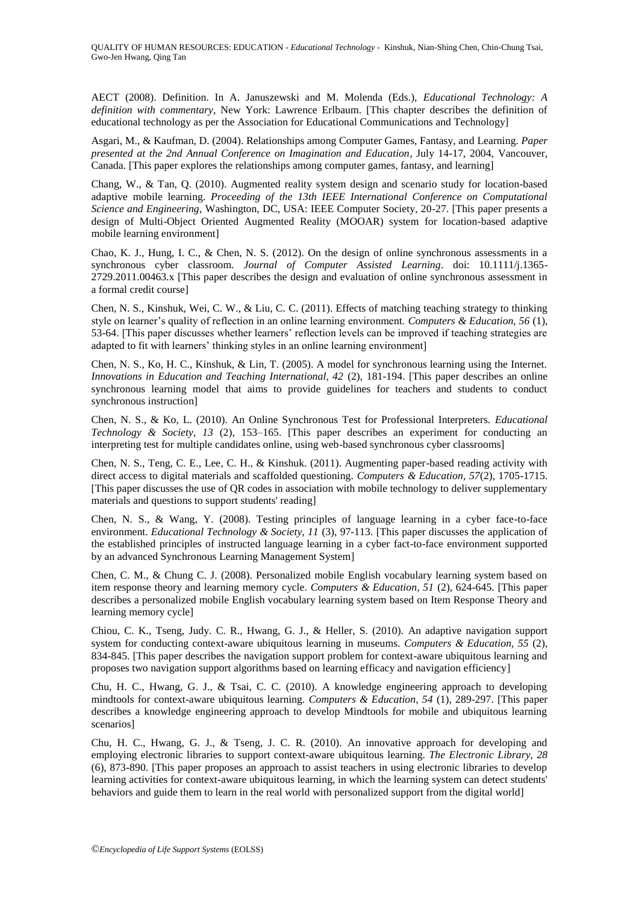AECT (2008). Definition. In A. Januszewski and M. Molenda (Eds.), *Educational Technology: A definition with commentary*, New York: Lawrence Erlbaum. [This chapter describes the definition of educational technology as per the Association for Educational Communications and Technology]

Asgari, M., & Kaufman, D. (2004). Relationships among Computer Games, Fantasy, and Learning. *Paper presented at the 2nd Annual Conference on Imagination and Education*, July 14-17, 2004, Vancouver, Canada. [This paper explores the relationships among computer games, fantasy, and learning]

Chang, W., & Tan, Q. (2010). Augmented reality system design and scenario study for location-based adaptive mobile learning. *Proceeding of the 13th IEEE International Conference on Computational Science and Engineering*, Washington, DC, USA: IEEE Computer Society, 20-27. [This paper presents a design of Multi-Object Oriented Augmented Reality (MOOAR) system for location-based adaptive mobile learning environment]

Chao, K. J., Hung, I. C., & Chen, N. S. (2012). On the design of online synchronous assessments in a synchronous cyber classroom. *Journal of Computer Assisted Learning*. doi: 10.1111/j.1365-2729.2011.00463.x [This paper describes the design and evaluation of online synchronous assessment in a formal credit course]

Chen, N. S., Kinshuk, Wei, C. W., & Liu, C. C. (2011). Effects of matching teaching strategy to thinking style on learner's quality of reflection in an online learning environment. *Computers & Education, 56* (1), 53-64. [This paper discusses whether learners' reflection levels can be improved if teaching strategies are adapted to fit with learners' thinking styles in an online learning environment]

Chen, N. S., Ko, H. C., Kinshuk, & Lin, T. (2005). A model for synchronous learning using the Internet. *Innovations in Education and Teaching International, 42* (2), 181-194. [This paper describes an online synchronous learning model that aims to provide guidelines for teachers and students to conduct synchronous instruction]

Chen, N. S., & Ko, L. (2010). An Online Synchronous Test for Professional Interpreters. *Educational Technology & Society, 13* (2), 153–165. [This paper describes an experiment for conducting an interpreting test for multiple candidates online, using web-based synchronous cyber classrooms]

Chen, N. S., Teng, C. E., Lee, C. H., & Kinshuk. (2011). Augmenting paper-based reading activity with direct access to digital materials and scaffolded questioning. *Computers & Education, 57*(2), 1705-1715. [This paper discusses the use of QR codes in association with mobile technology to deliver supplementary materials and questions to support students' reading]

Chen, N. S., & Wang, Y. (2008). Testing principles of language learning in a cyber face-to-face environment. *Educational Technology & Society, 11* (3), 97-113. [This paper discusses the application of the established principles of instructed language learning in a cyber fact-to-face environment supported by an advanced Synchronous Learning Management System]

Chen, C. M., & Chung C. J. (2008). Personalized mobile English vocabulary learning system based on item response theory and learning memory cycle. *Computers & Education, 51* (2), 624-645. [This paper describes a personalized mobile English vocabulary learning system based on Item Response Theory and learning memory cycle]

Chiou, C. K., Tseng, Judy. C. R., Hwang, G. J., & Heller, S. (2010). An adaptive navigation support system for conducting context-aware ubiquitous learning in museums. *Computers & Education, 55* (2), 834-845. [This paper describes the navigation support problem for context-aware ubiquitous learning and proposes two navigation support algorithms based on learning efficacy and navigation efficiency]

Chu, H. C., Hwang, G. J., & Tsai, C. C. (2010). A knowledge engineering approach to developing mindtools for context-aware ubiquitous learning. *Computers & Education, 54* (1), 289-297. [This paper describes a knowledge engineering approach to develop Mindtools for mobile and ubiquitous learning scenarios]

Chu, H. C., Hwang, G. J., & Tseng, J. C. R. (2010). An innovative approach for developing and employing electronic libraries to support context-aware ubiquitous learning. *The Electronic Library, 28* (6), 873-890. [This paper proposes an approach to assist teachers in using electronic libraries to develop learning activities for context-aware ubiquitous learning, in which the learning system can detect students' behaviors and guide them to learn in the real world with personalized support from the digital world]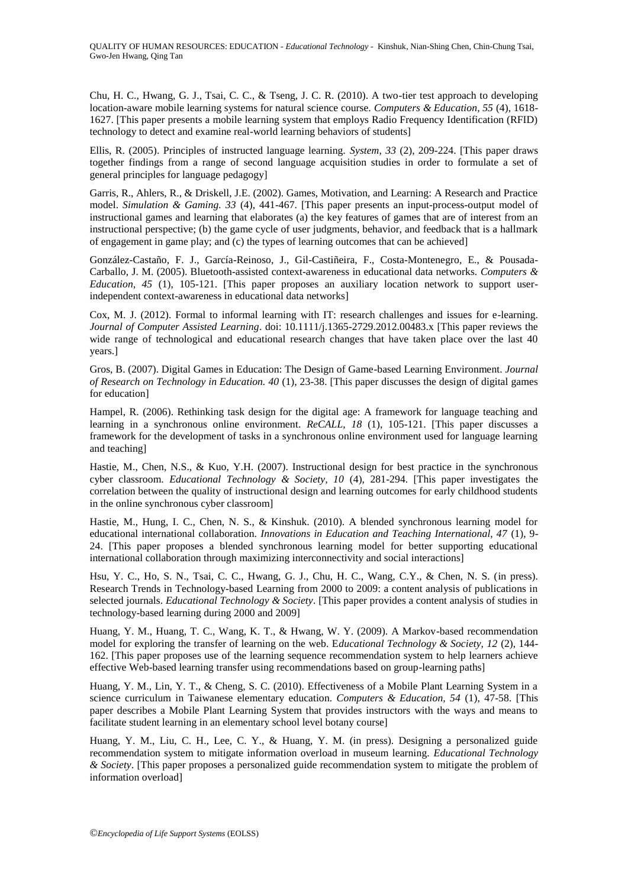Chu, H. C., Hwang, G. J., Tsai, C. C., & Tseng, J. C. R. (2010). A two-tier test approach to developing location-aware mobile learning systems for natural science course. *Computers & Education, 55* (4), 1618-1627. [This paper presents a mobile learning system that employs Radio Frequency Identification (RFID) technology to detect and examine real-world learning behaviors of students]

Ellis, R. (2005). Principles of instructed language learning. *System, 33* (2), 209-224. [This paper draws together findings from a range of second language acquisition studies in order to formulate a set of general principles for language pedagogy]

Garris, R., Ahlers, R., & Driskell, J.E. (2002). Games, Motivation, and Learning: A Research and Practice model. *Simulation & Gaming. 33* (4), 441-467. [This paper presents an input-process-output model of instructional games and learning that elaborates (a) the key features of games that are of interest from an instructional perspective; (b) the game cycle of user judgments, behavior, and feedback that is a hallmark of engagement in game play; and (c) the types of learning outcomes that can be achieved]

González-Castaño, F. J., García-Reinoso, J., Gil-Castiñeira, F., Costa-Montenegro, E., & Pousada-Carballo, J. M. (2005). Bluetooth-assisted context-awareness in educational data networks. *Computers & Education, 45* (1), 105-121. [This paper proposes an auxiliary location network to support user-independent context-awareness in educational data networks]

Cox, M. J. (2012). Formal to informal learning with IT: research challenges and issues for e-learning. *Journal of Computer Assisted Learning*. doi: 10.1111/j.1365-2729.2012.00483.x [This paper reviews the wide range of technological and educational research changes that have taken place over the last 40 years.]

Gros, B. (2007). Digital Games in Education: The Design of Game-based Learning Environment. *Journal of Research on Technology in Education. 40* (1), 23-38. [This paper discusses the design of digital games for education]

Hampel, R. (2006). Rethinking task design for the digital age: A framework for language teaching and learning in a synchronous online environment. *ReCALL, 18* (1), 105-121. [This paper discusses a framework for the development of tasks in a synchronous online environment used for language learning and teaching]

Hastie, M., Chen, N.S., & Kuo, Y.H. (2007). Instructional design for best practice in the synchronous cyber classroom. *Educational Technology & Society, 10* (4), 281-294. [This paper investigates the correlation between the quality of instructional design and learning outcomes for early childhood students in the online synchronous cyber classroom]

Hastie, M., Hung, I. C., Chen, N. S., & Kinshuk. (2010). A blended synchronous learning model for educational international collaboration. *Innovations in Education and Teaching International, 47* (1), 9-24. [This paper proposes a blended synchronous learning model for better supporting educational international collaboration through maximizing interconnectivity and social interactions]

Hsu, Y. C., Ho, S. N., Tsai, C. C., Hwang, G. J., Chu, H. C., Wang, C.Y., & Chen, N. S. (in press). Research Trends in Technology-based Learning from 2000 to 2009: a content analysis of publications in selected journals. *Educational Technology & Society*. [This paper provides a content analysis of studies in technology-based learning during 2000 and 2009]

Huang, Y. M., Huang, T. C., Wang, K. T., & Hwang, W. Y. (2009). A Markov-based recommendation model for exploring the transfer of learning on the web. E*ducational Technology & Society, 12* (2), 144-162. [This paper proposes use of the learning sequence recommendation system to help learners achieve effective Web-based learning transfer using recommendations based on group-learning paths]

Huang, Y. M., Lin, Y. T., & Cheng, S. C. (2010). Effectiveness of a Mobile Plant Learning System in a science curriculum in Taiwanese elementary education. *Computers & Education, 54* (1), 47-58. [This paper describes a Mobile Plant Learning System that provides instructors with the ways and means to facilitate student learning in an elementary school level botany course]

Huang, Y. M., Liu, C. H., Lee, C. Y., & Huang, Y. M. (in press). Designing a personalized guide recommendation system to mitigate information overload in museum learning. *Educational Technology & Society*. [This paper proposes a personalized guide recommendation system to mitigate the problem of information overload]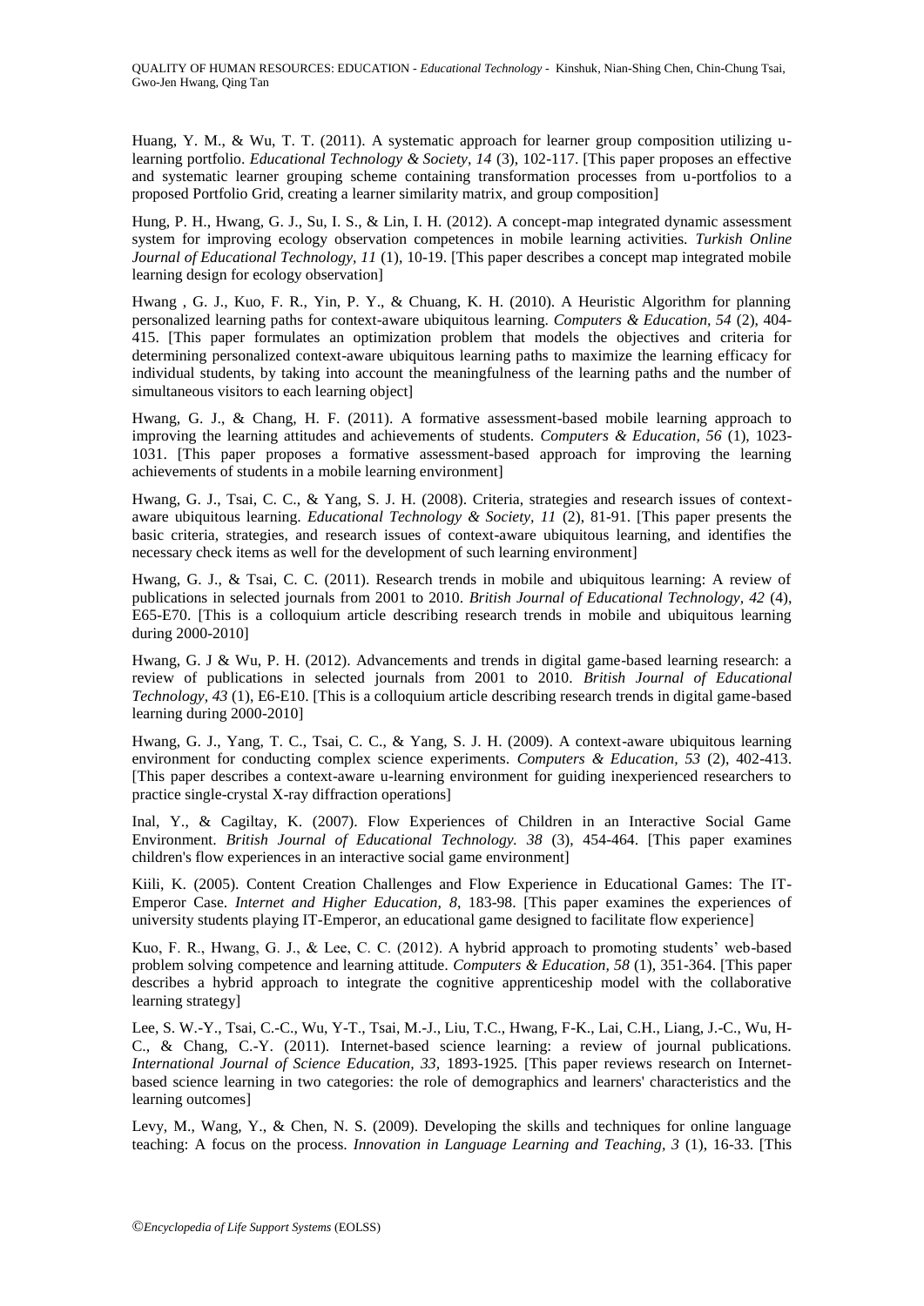Huang, Y. M., & Wu, T. T. (2011). A systematic approach for learner group composition utilizing u-learning portfolio. *Educational Technology & Society, 14* (3), 102-117. [This paper proposes an effective and systematic learner grouping scheme containing transformation processes from u-portfolios to a proposed Portfolio Grid, creating a learner similarity matrix, and group composition]

Hung, P. H., Hwang, G. J., Su, I. S., & Lin, I. H. (2012). A concept-map integrated dynamic assessment system for improving ecology observation competences in mobile learning activities. *Turkish Online Journal of Educational Technology, 11* (1), 10-19. [This paper describes a concept map integrated mobile learning design for ecology observation]

Hwang , G. J., Kuo, F. R., Yin, P. Y., & Chuang, K. H. (2010). A Heuristic Algorithm for planning personalized learning paths for context-aware ubiquitous learning. *Computers & Education, 54* (2), 404-415. [This paper formulates an optimization problem that models the objectives and criteria for determining personalized context-aware ubiquitous learning paths to maximize the learning efficacy for individual students, by taking into account the meaningfulness of the learning paths and the number of simultaneous visitors to each learning object]

Hwang, G. J., & Chang, H. F. (2011). A formative assessment-based mobile learning approach to improving the learning attitudes and achievements of students. *Computers & Education, 56* (1), 1023-1031. [This paper proposes a formative assessment-based approach for improving the learning achievements of students in a mobile learning environment]

Hwang, G. J., Tsai, C. C., & Yang, S. J. H. (2008). Criteria, strategies and research issues of context-aware ubiquitous learning. *Educational Technology & Society, 11* (2), 81-91. [This paper presents the basic criteria, strategies, and research issues of context-aware ubiquitous learning, and identifies the necessary check items as well for the development of such learning environment]

Hwang, G. J., & Tsai, C. C. (2011). Research trends in mobile and ubiquitous learning: A review of publications in selected journals from 2001 to 2010. *British Journal of Educational Technology, 42* (4), E65-E70. [This is a colloquium article describing research trends in mobile and ubiquitous learning during 2000-2010]

Hwang, G. J & Wu, P. H. (2012). Advancements and trends in digital game-based learning research: a review of publications in selected journals from 2001 to 2010. *British Journal of Educational Technology, 43* (1), E6-E10. [This is a colloquium article describing research trends in digital game-based learning during 2000-2010]

Hwang, G. J., Yang, T. C., Tsai, C. C., & Yang, S. J. H. (2009). A context-aware ubiquitous learning environment for conducting complex science experiments. *Computers & Education, 53* (2), 402-413. [This paper describes a context-aware u-learning environment for guiding inexperienced researchers to practice single-crystal X-ray diffraction operations]

Inal, Y., & Cagiltay, K. (2007). Flow Experiences of Children in an Interactive Social Game Environment. *British Journal of Educational Technology. 38* (3), 454-464. [This paper examines children's flow experiences in an interactive social game environment]

Kiili, K. (2005). Content Creation Challenges and Flow Experience in Educational Games: The IT-Emperor Case. *Internet and Higher Education, 8*, 183-98. [This paper examines the experiences of university students playing IT-Emperor, an educational game designed to facilitate flow experience]

Kuo, F. R., Hwang, G. J., & Lee, C. C. (2012). A hybrid approach to promoting students' web-based problem solving competence and learning attitude. *Computers & Education, 58* (1), 351-364. [This paper describes a hybrid approach to integrate the cognitive apprenticeship model with the collaborative learning strategy]

Lee, S. W.-Y., Tsai, C.-C., Wu, Y-T., Tsai, M.-J., Liu, T.C., Hwang, F-K., Lai, C.H., Liang, J.-C., Wu, H-C., & Chang, C.-Y. (2011). Internet-based science learning: a review of journal publications. *International Journal of Science Education, 33*, 1893-1925. [This paper reviews research on Internet-based science learning in two categories: the role of demographics and learners' characteristics and the learning outcomes]

Levy, M., Wang, Y., & Chen, N. S. (2009). Developing the skills and techniques for online language teaching: A focus on the process. *Innovation in Language Learning and Teaching, 3* (1), 16-33. [This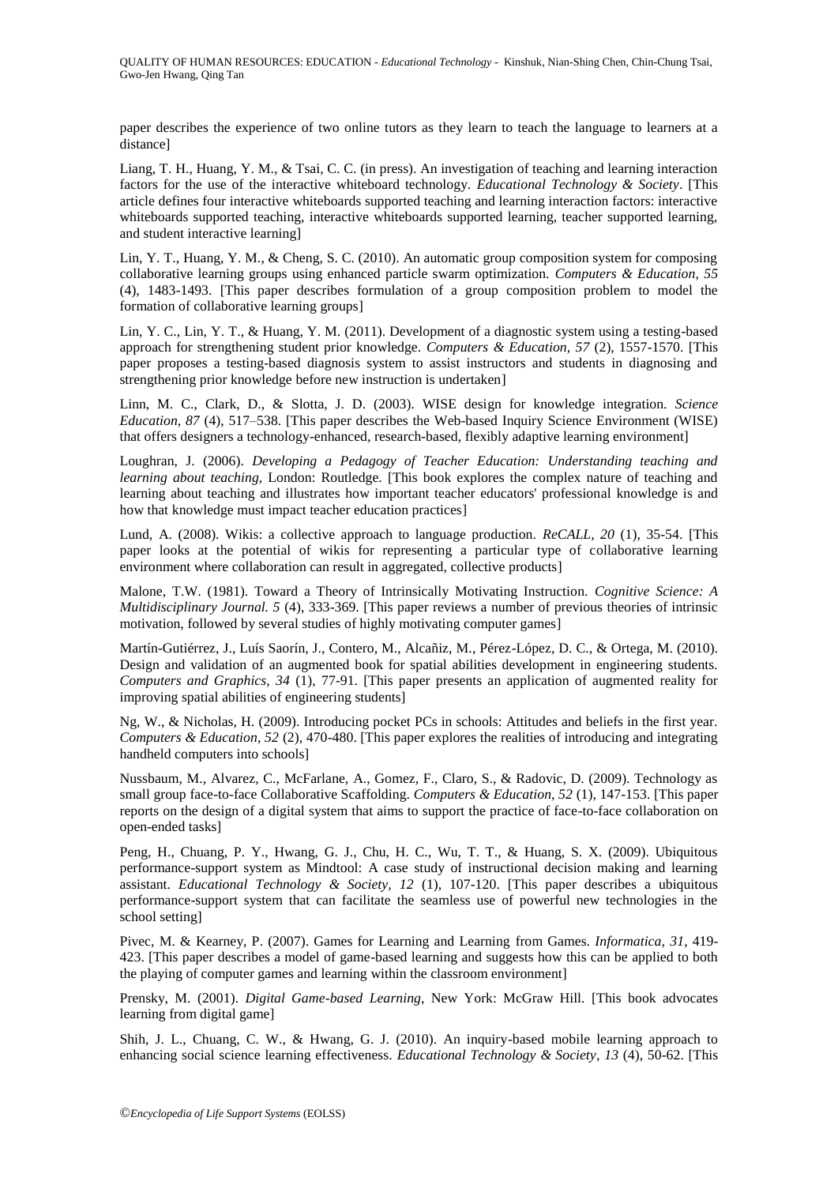paper describes the experience of two online tutors as they learn to teach the language to learners at a distance]

Liang, T. H., Huang, Y. M., & Tsai, C. C. (in press). An investigation of teaching and learning interaction factors for the use of the interactive whiteboard technology. *Educational Technology & Society*. [This article defines four interactive whiteboards supported teaching and learning interaction factors: interactive whiteboards supported teaching, interactive whiteboards supported learning, teacher supported learning, and student interactive learning]

Lin, Y. T., Huang, Y. M., & Cheng, S. C. (2010). An automatic group composition system for composing collaborative learning groups using enhanced particle swarm optimization. *Computers & Education, 55* (4), 1483-1493. [This paper describes formulation of a group composition problem to model the formation of collaborative learning groups]

Lin, Y. C., Lin, Y. T., & Huang, Y. M. (2011). Development of a diagnostic system using a testing-based approach for strengthening student prior knowledge. *Computers & Education, 57* (2), 1557-1570. [This paper proposes a testing-based diagnosis system to assist instructors and students in diagnosing and strengthening prior knowledge before new instruction is undertaken]

Linn, M. C., Clark, D., & Slotta, J. D. (2003). WISE design for knowledge integration. *Science Education, 87* (4), 517–538. [This paper describes the Web-based Inquiry Science Environment (WISE) that offers designers a technology-enhanced, research-based, flexibly adaptive learning environment]

Loughran, J. (2006). *Developing a Pedagogy of Teacher Education: Understanding teaching and learning about teaching*, London: Routledge. [This book explores the complex nature of teaching and learning about teaching and illustrates how important teacher educators' professional knowledge is and how that knowledge must impact teacher education practices]

Lund, A. (2008). Wikis: a collective approach to language production. *ReCALL, 20* (1), 35-54. [This paper looks at the potential of wikis for representing a particular type of collaborative learning environment where collaboration can result in aggregated, collective products]

Malone, T.W. (1981). Toward a Theory of Intrinsically Motivating Instruction. *Cognitive Science: A Multidisciplinary Journal. 5* (4), 333-369. [This paper reviews a number of previous theories of intrinsic motivation, followed by several studies of highly motivating computer games]

Martín-Gutiérrez, J., Luís Saorín, J., Contero, M., Alcañiz, M., Pérez-López, D. C., & Ortega, M. (2010). Design and validation of an augmented book for spatial abilities development in engineering students. *Computers and Graphics, 34* (1), 77-91. [This paper presents an application of augmented reality for improving spatial abilities of engineering students]

Ng, W., & Nicholas, H. (2009). Introducing pocket PCs in schools: Attitudes and beliefs in the first year. *Computers & Education, 52* (2), 470-480. [This paper explores the realities of introducing and integrating handheld computers into schools]

Nussbaum, M., Alvarez, C., McFarlane, A., Gomez, F., Claro, S., & Radovic, D. (2009). Technology as small group face-to-face Collaborative Scaffolding. *Computers & Education, 52* (1), 147-153. [This paper reports on the design of a digital system that aims to support the practice of face-to-face collaboration on open-ended tasks]

Peng, H., Chuang, P. Y., Hwang, G. J., Chu, H. C., Wu, T. T., & Huang, S. X. (2009). Ubiquitous performance-support system as Mindtool: A case study of instructional decision making and learning assistant. *Educational Technology & Society, 12* (1), 107-120. [This paper describes a ubiquitous performance-support system that can facilitate the seamless use of powerful new technologies in the school setting]

Pivec, M. & Kearney, P. (2007). Games for Learning and Learning from Games. *Informatica, 31*, 419-423. [This paper describes a model of game-based learning and suggests how this can be applied to both the playing of computer games and learning within the classroom environment]

Prensky, M. (2001). *Digital Game-based Learning*, New York: McGraw Hill. [This book advocates learning from digital game]

Shih, J. L., Chuang, C. W., & Hwang, G. J. (2010). An inquiry-based mobile learning approach to enhancing social science learning effectiveness. *Educational Technology & Society, 13* (4), 50-62. [This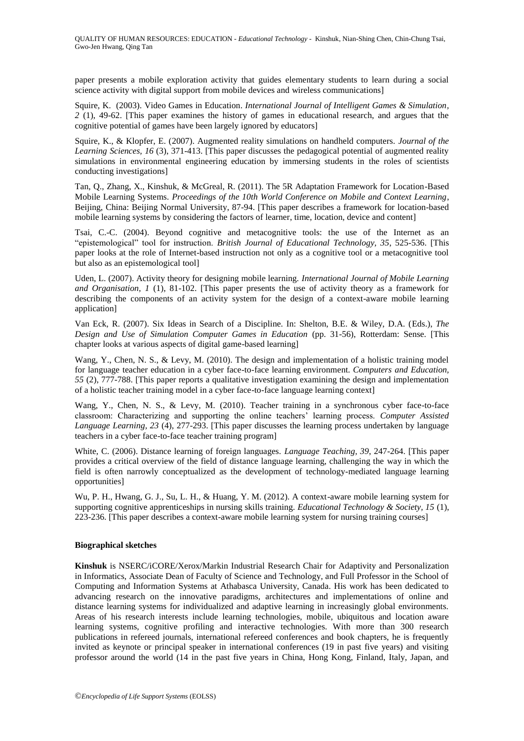paper presents a mobile exploration activity that guides elementary students to learn during a social science activity with digital support from mobile devices and wireless communications]

Squire, K. (2003). Video Games in Education. *International Journal of Intelligent Games & Simulation, 2* (1), 49-62. [This paper examines the history of games in educational research, and argues that the cognitive potential of games have been largely ignored by educators]

Squire, K., & Klopfer, E. (2007). Augmented reality simulations on handheld computers. *Journal of the Learning Sciences, 16* (3), 371-413. [This paper discusses the pedagogical potential of augmented reality simulations in environmental engineering education by immersing students in the roles of scientists conducting investigations]

Tan, Q., Zhang, X., Kinshuk, & McGreal, R. (2011). The 5R Adaptation Framework for Location-Based Mobile Learning Systems. *Proceedings of the 10th World Conference on Mobile and Context Learning*, Beijing, China: Beijing Normal University, 87-94. [This paper describes a framework for location-based mobile learning systems by considering the factors of learner, time, location, device and content]

Tsai, C.-C. (2004). Beyond cognitive and metacognitive tools: the use of the Internet as an "epistemological" tool for instruction. *British Journal of Educational Technology, 35*, 525-536. [This paper looks at the role of Internet-based instruction not only as a cognitive tool or a metacognitive tool but also as an epistemological tool]

Uden, L. (2007). Activity theory for designing mobile learning. *International Journal of Mobile Learning and Organisation, 1* (1), 81-102. [This paper presents the use of activity theory as a framework for describing the components of an activity system for the design of a context-aware mobile learning application]

Van Eck, R. (2007). Six Ideas in Search of a Discipline. In: Shelton, B.E. & Wiley, D.A. (Eds.), *The Design and Use of Simulation Computer Games in Education* (pp. 31-56), Rotterdam: Sense. [This chapter looks at various aspects of digital game-based learning]

Wang, Y., Chen, N. S., & Levy, M. (2010). The design and implementation of a holistic training model for language teacher education in a cyber face-to-face learning environment. *Computers and Education, 55* (2), 777-788. [This paper reports a qualitative investigation examining the design and implementation of a holistic teacher training model in a cyber face-to-face language learning context]

Wang, Y., Chen, N. S., & Levy, M. (2010). Teacher training in a synchronous cyber face-to-face classroom: Characterizing and supporting the online teachers' learning process. *Computer Assisted Language Learning, 23* (4), 277-293. [This paper discusses the learning process undertaken by language teachers in a cyber face-to-face teacher training program]

White, C. (2006). Distance learning of foreign languages. *Language Teaching, 39*, 247-264. [This paper provides a critical overview of the field of distance language learning, challenging the way in which the field is often narrowly conceptualized as the development of technology-mediated language learning opportunities]

Wu, P. H., Hwang, G. J., Su, L. H., & Huang, Y. M. (2012). A context-aware mobile learning system for supporting cognitive apprenticeships in nursing skills training. *Educational Technology & Society, 15* (1), 223-236. [This paper describes a context-aware mobile learning system for nursing training courses]

### Biographical sketches

**Kinshuk** is NSERC/iCORE/Xerox/Markin Industrial Research Chair for Adaptivity and Personalization in Informatics, Associate Dean of Faculty of Science and Technology, and Full Professor in the School of Computing and Information Systems at Athabasca University, Canada. His work has been dedicated to advancing research on the innovative paradigms, architectures and implementations of online and distance learning systems for individualized and adaptive learning in increasingly global environments. Areas of his research interests include learning technologies, mobile, ubiquitous and location aware learning systems, cognitive profiling and interactive technologies. With more than 300 research publications in refereed journals, international refereed conferences and book chapters, he is frequently invited as keynote or principal speaker in international conferences (19 in past five years) and visiting professor around the world (14 in the past five years in China, Hong Kong, Finland, Italy, Japan, and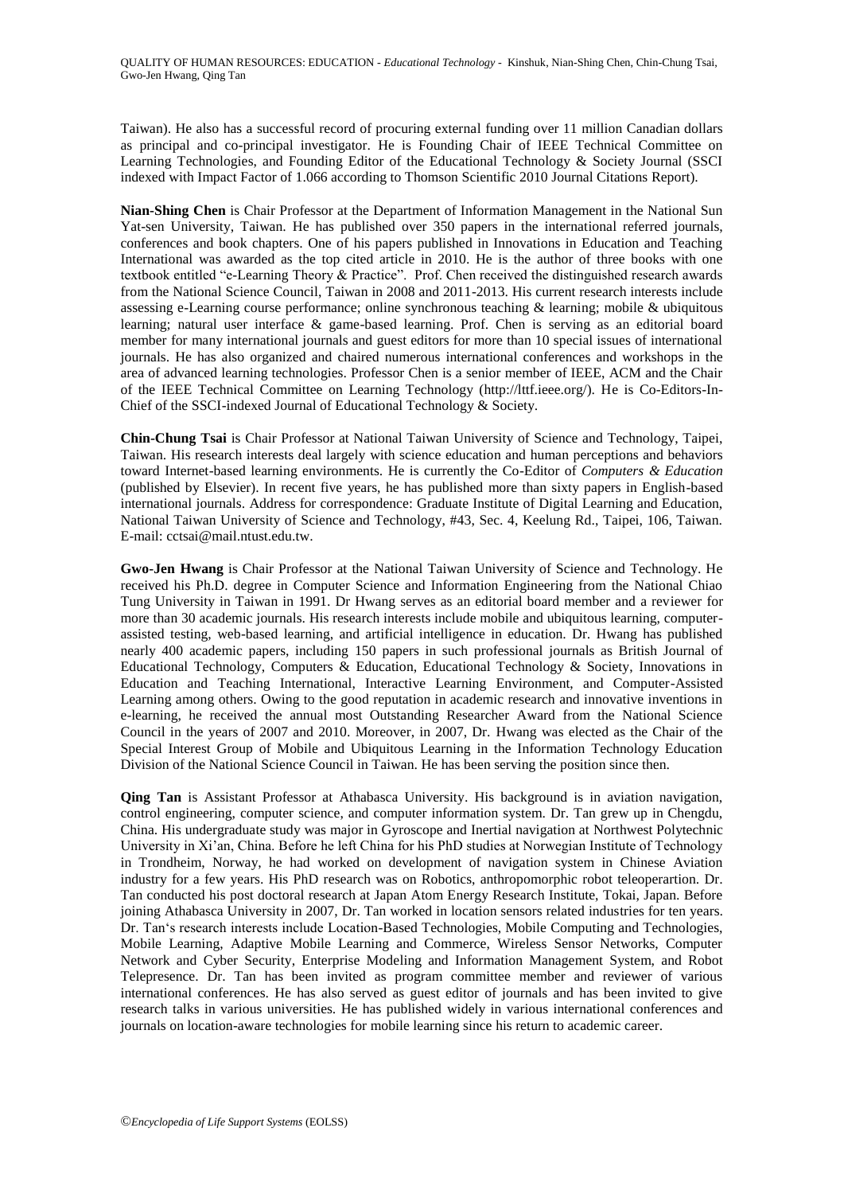Taiwan). He also has a successful record of procuring external funding over 11 million Canadian dollars as principal and co-principal investigator. He is Founding Chair of IEEE Technical Committee on Learning Technologies, and Founding Editor of the Educational Technology & Society Journal (SSCI indexed with Impact Factor of 1.066 according to Thomson Scientific 2010 Journal Citations Report).

**Nian-Shing Chen** is Chair Professor at the Department of Information Management in the National Sun Yat-sen University, Taiwan. He has published over 350 papers in the international referred journals, conferences and book chapters. One of his papers published in Innovations in Education and Teaching International was awarded as the top cited article in 2010. He is the author of three books with one textbook entitled "e-Learning Theory & Practice". Prof. Chen received the distinguished research awards from the National Science Council, Taiwan in 2008 and 2011-2013. His current research interests include assessing e-Learning course performance; online synchronous teaching & learning; mobile & ubiquitous learning; natural user interface & game-based learning. Prof. Chen is serving as an editorial board member for many international journals and guest editors for more than 10 special issues of international journals. He has also organized and chaired numerous international conferences and workshops in the area of advanced learning technologies. Professor Chen is a senior member of IEEE, ACM and the Chair of the IEEE Technical Committee on Learning Technology (http://lttf.ieee.org/). He is Co-Editors-In-Chief of the SSCI-indexed Journal of Educational Technology & Society.

**Chin-Chung Tsai** is Chair Professor at National Taiwan University of Science and Technology, Taipei, Taiwan. His research interests deal largely with science education and human perceptions and behaviors toward Internet-based learning environments. He is currently the Co-Editor of *Computers & Education* (published by Elsevier). In recent five years, he has published more than sixty papers in English-based international journals. Address for correspondence: Graduate Institute of Digital Learning and Education, National Taiwan University of Science and Technology, #43, Sec. 4, Keelung Rd., Taipei, 106, Taiwan. E-mail: cctsai@mail.ntust.edu.tw.

**Gwo-Jen Hwang** is Chair Professor at the National Taiwan University of Science and Technology. He received his Ph.D. degree in Computer Science and Information Engineering from the National Chiao Tung University in Taiwan in 1991. Dr Hwang serves as an editorial board member and a reviewer for more than 30 academic journals. His research interests include mobile and ubiquitous learning, computer-assisted testing, web-based learning, and artificial intelligence in education. Dr. Hwang has published nearly 400 academic papers, including 150 papers in such professional journals as British Journal of Educational Technology, Computers & Education, Educational Technology & Society, Innovations in Education and Teaching International, Interactive Learning Environment, and Computer-Assisted Learning among others. Owing to the good reputation in academic research and innovative inventions in e-learning, he received the annual most Outstanding Researcher Award from the National Science Council in the years of 2007 and 2010. Moreover, in 2007, Dr. Hwang was elected as the Chair of the Special Interest Group of Mobile and Ubiquitous Learning in the Information Technology Education Division of the National Science Council in Taiwan. He has been serving the position since then.

**Qing Tan** is Assistant Professor at Athabasca University. His background is in aviation navigation, control engineering, computer science, and computer information system. Dr. Tan grew up in Chengdu, China. His undergraduate study was major in Gyroscope and Inertial navigation at Northwest Polytechnic University in Xi'an, China. Before he left China for his PhD studies at Norwegian Institute of Technology in Trondheim, Norway, he had worked on development of navigation system in Chinese Aviation industry for a few years. His PhD research was on Robotics, anthropomorphic robot teleoperartion. Dr. Tan conducted his post doctoral research at Japan Atom Energy Research Institute, Tokai, Japan. Before joining Athabasca University in 2007, Dr. Tan worked in location sensors related industries for ten years. Dr. Tan's research interests include Location-Based Technologies, Mobile Computing and Technologies, Mobile Learning, Adaptive Mobile Learning and Commerce, Wireless Sensor Networks, Computer Network and Cyber Security, Enterprise Modeling and Information Management System, and Robot Telepresence. Dr. Tan has been invited as program committee member and reviewer of various international conferences. He has also served as guest editor of journals and has been invited to give research talks in various universities. He has published widely in various international conferences and journals on location-aware technologies for mobile learning since his return to academic career.